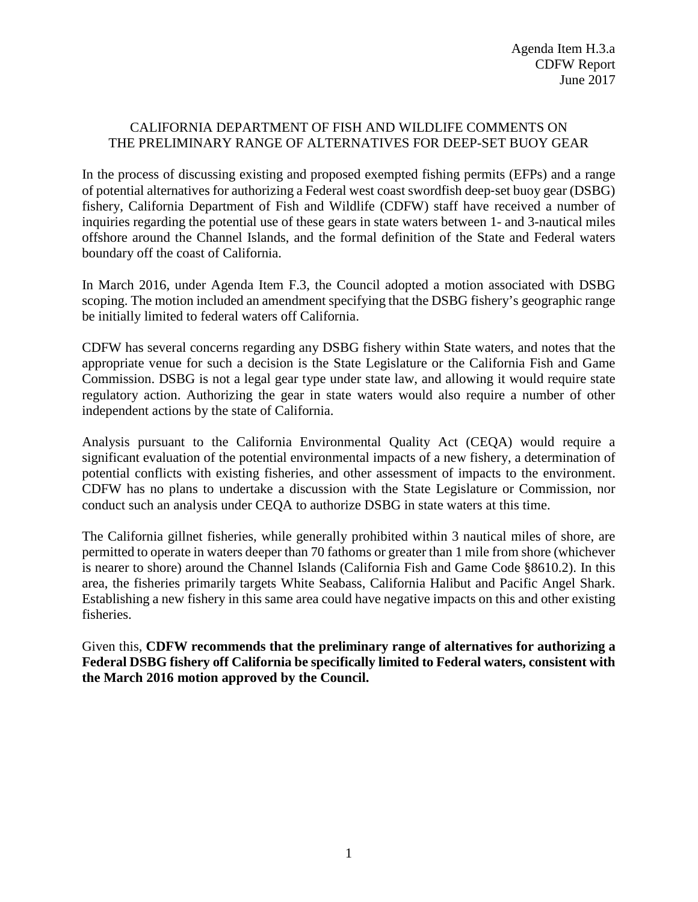Agenda Item H.3.a
CDFW Report
June 2017

## CALIFORNIA DEPARTMENT OF FISH AND WILDLIFE COMMENTS ON THE PRELIMINARY RANGE OF ALTERNATIVES FOR DEEP-SET BUOY GEAR

In the process of discussing existing and proposed exempted fishing permits (EFPs) and a range of potential alternatives for authorizing a Federal west coast swordfish deep-set buoy gear (DSBG) fishery, California Department of Fish and Wildlife (CDFW) staff have received a number of inquiries regarding the potential use of these gears in state waters between 1- and 3-nautical miles offshore around the Channel Islands, and the formal definition of the State and Federal waters boundary off the coast of California.

In March 2016, under Agenda Item F.3, the Council adopted a motion associated with DSBG scoping. The motion included an amendment specifying that the DSBG fishery's geographic range be initially limited to federal waters off California.

CDFW has several concerns regarding any DSBG fishery within State waters, and notes that the appropriate venue for such a decision is the State Legislature or the California Fish and Game Commission. DSBG is not a legal gear type under state law, and allowing it would require state regulatory action. Authorizing the gear in state waters would also require a number of other independent actions by the state of California.

Analysis pursuant to the California Environmental Quality Act (CEQA) would require a significant evaluation of the potential environmental impacts of a new fishery, a determination of potential conflicts with existing fisheries, and other assessment of impacts to the environment. CDFW has no plans to undertake a discussion with the State Legislature or Commission, nor conduct such an analysis under CEQA to authorize DSBG in state waters at this time.

The California gillnet fisheries, while generally prohibited within 3 nautical miles of shore, are permitted to operate in waters deeper than 70 fathoms or greater than 1 mile from shore (whichever is nearer to shore) around the Channel Islands (California Fish and Game Code §8610.2). In this area, the fisheries primarily targets White Seabass, California Halibut and Pacific Angel Shark. Establishing a new fishery in this same area could have negative impacts on this and other existing fisheries.

Given this, **CDFW recommends that the preliminary range of alternatives for authorizing a Federal DSBG fishery off California be specifically limited to Federal waters, consistent with the March 2016 motion approved by the Council.**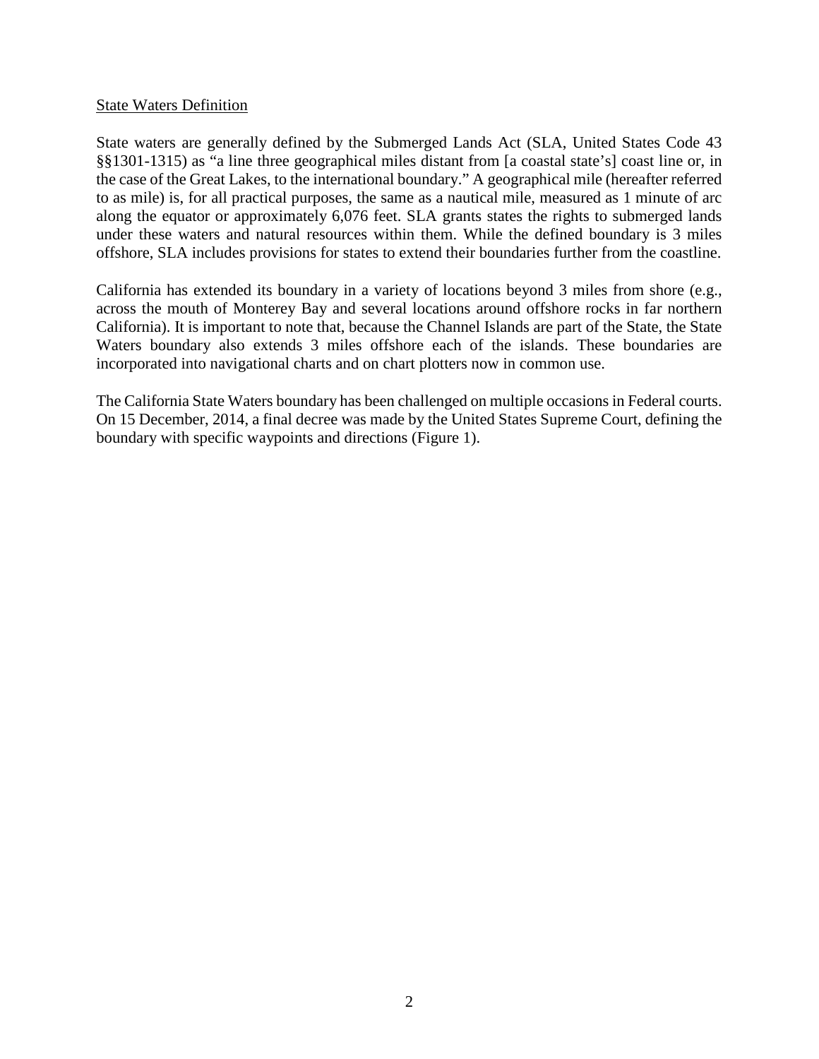<u>State Waters Definition</u>

State waters are generally defined by the Submerged Lands Act (SLA, United States Code 43 §§1301-1315) as "a line three geographical miles distant from [a coastal state's] coast line or, in the case of the Great Lakes, to the international boundary." A geographical mile (hereafter referred to as mile) is, for all practical purposes, the same as a nautical mile, measured as 1 minute of arc along the equator or approximately 6,076 feet. SLA grants states the rights to submerged lands under these waters and natural resources within them. While the defined boundary is 3 miles offshore, SLA includes provisions for states to extend their boundaries further from the coastline.

California has extended its boundary in a variety of locations beyond 3 miles from shore (e.g., across the mouth of Monterey Bay and several locations around offshore rocks in far northern California). It is important to note that, because the Channel Islands are part of the State, the State Waters boundary also extends 3 miles offshore each of the islands. These boundaries are incorporated into navigational charts and on chart plotters now in common use.

The California State Waters boundary has been challenged on multiple occasions in Federal courts. On 15 December, 2014, a final decree was made by the United States Supreme Court, defining the boundary with specific waypoints and directions (Figure 1).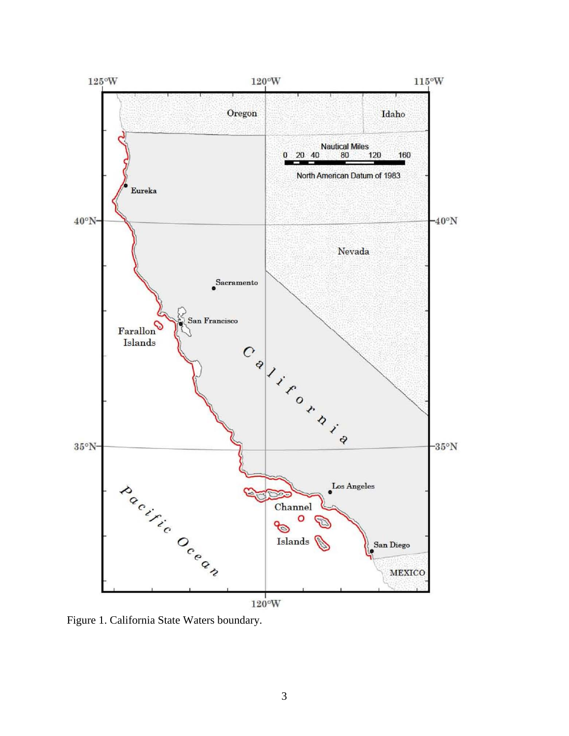125°W

120°W

115°W

Oregon

Idaho

Nautical Miles

0 20 40 80 120 160

North American Datum of 1983

Eureka

40°N

40°N

Nevada

Sacramento

San Francisco

Farallon Islands

California

35°N

35°N

Los Angeles

Pacific Ocean

Channel Islands

San Diego

MEXICO

120°W

Figure 1. California State Waters boundary.